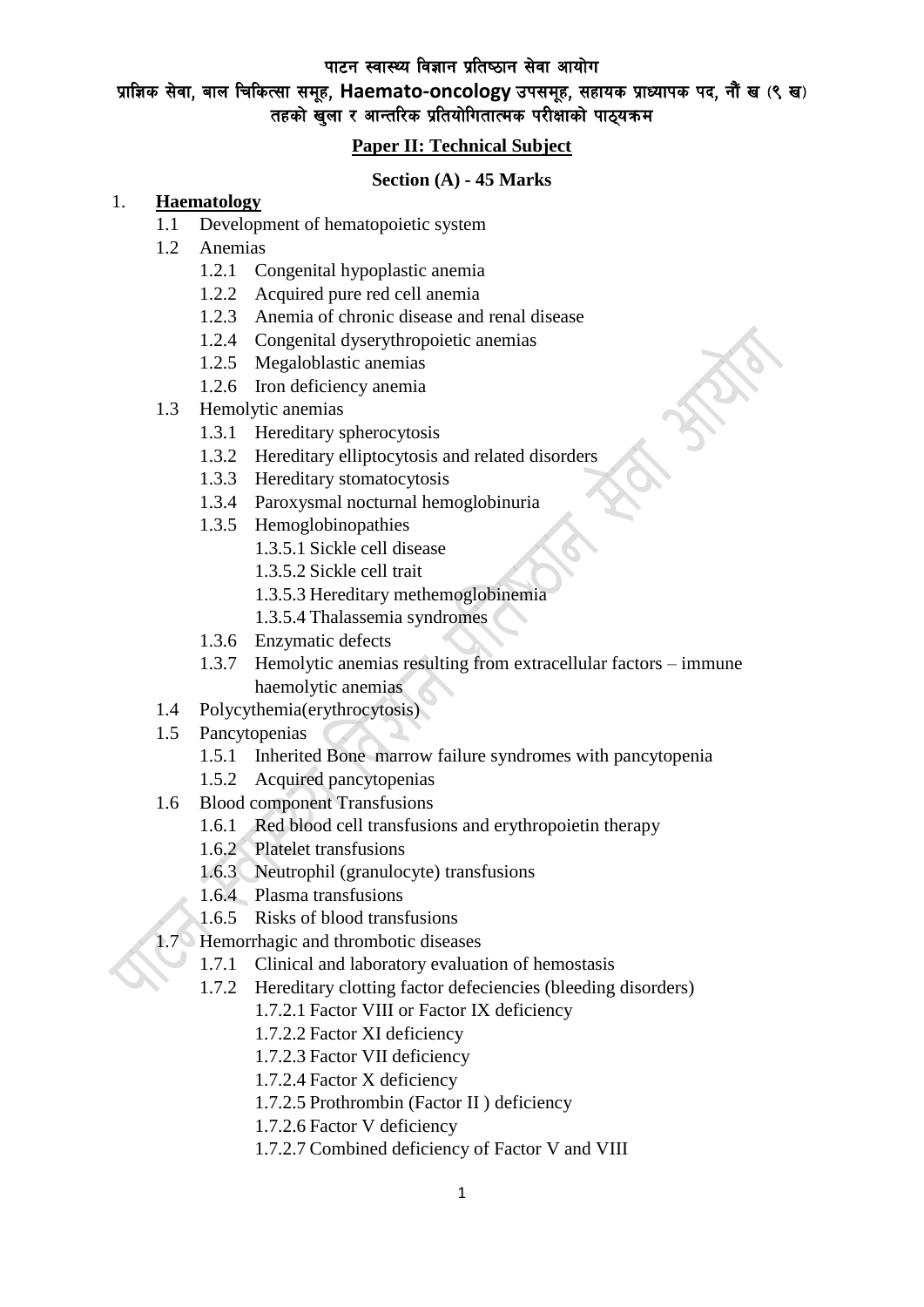# पाटन स्वास्थ्य विज्ञान प्रतिष्ठान सेवा आयोग

## प्राज्ञिक सेवा, बाल चिकित्सा समूह, Haemato-oncology उपसमूह, सहायक प्राध्यापक पद, नौं ख (९ ख) तहको खुला र आन्तरिक प्रतियोगितात्मक परीक्षाको पाठ्यक्रम

### Paper II: Technical Subject

**Section (A) - 45 Marks**

1. **Haematology**
   - 1.1 Development of hematopoietic system
   - 1.2 Anemias
     - 1.2.1 Congenital hypoplastic anemia
     - 1.2.2 Acquired pure red cell anemia
     - 1.2.3 Anemia of chronic disease and renal disease
     - 1.2.4 Congenital dyserythropoietic anemias
     - 1.2.5 Megaloblastic anemias
     - 1.2.6 Iron deficiency anemia
   - 1.3 Hemolytic anemias
     - 1.3.1 Hereditary spherocytosis
     - 1.3.2 Hereditary elliptocytosis and related disorders
     - 1.3.3 Hereditary stomatocytosis
     - 1.3.4 Paroxysmal nocturnal hemoglobinuria
     - 1.3.5 Hemoglobinopathies
       - 1.3.5.1 Sickle cell disease
       - 1.3.5.2 Sickle cell trait
       - 1.3.5.3 Hereditary methemoglobinemia
       - 1.3.5.4 Thalassemia syndromes
     - 1.3.6 Enzymatic defects
     - 1.3.7 Hemolytic anemias resulting from extracellular factors – immune haemolytic anemias
   - 1.4 Polycythemia(erythrocytosis)
   - 1.5 Pancytopenias
     - 1.5.1 Inherited Bone marrow failure syndromes with pancytopenia
     - 1.5.2 Acquired pancytopenias
   - 1.6 Blood component Transfusions
     - 1.6.1 Red blood cell transfusions and erythropoietin therapy
     - 1.6.2 Platelet transfusions
     - 1.6.3 Neutrophil (granulocyte) transfusions
     - 1.6.4 Plasma transfusions
     - 1.6.5 Risks of blood transfusions
   - 1.7 Hemorrhagic and thrombotic diseases
     - 1.7.1 Clinical and laboratory evaluation of hemostasis
     - 1.7.2 Hereditary clotting factor defeciencies (bleeding disorders)
       - 1.7.2.1 Factor VIII or Factor IX deficiency
       - 1.7.2.2 Factor XI deficiency
       - 1.7.2.3 Factor VII deficiency
       - 1.7.2.4 Factor X deficiency
       - 1.7.2.5 Prothrombin (Factor II ) deficiency
       - 1.7.2.6 Factor V deficiency
       - 1.7.2.7 Combined deficiency of Factor V and VIII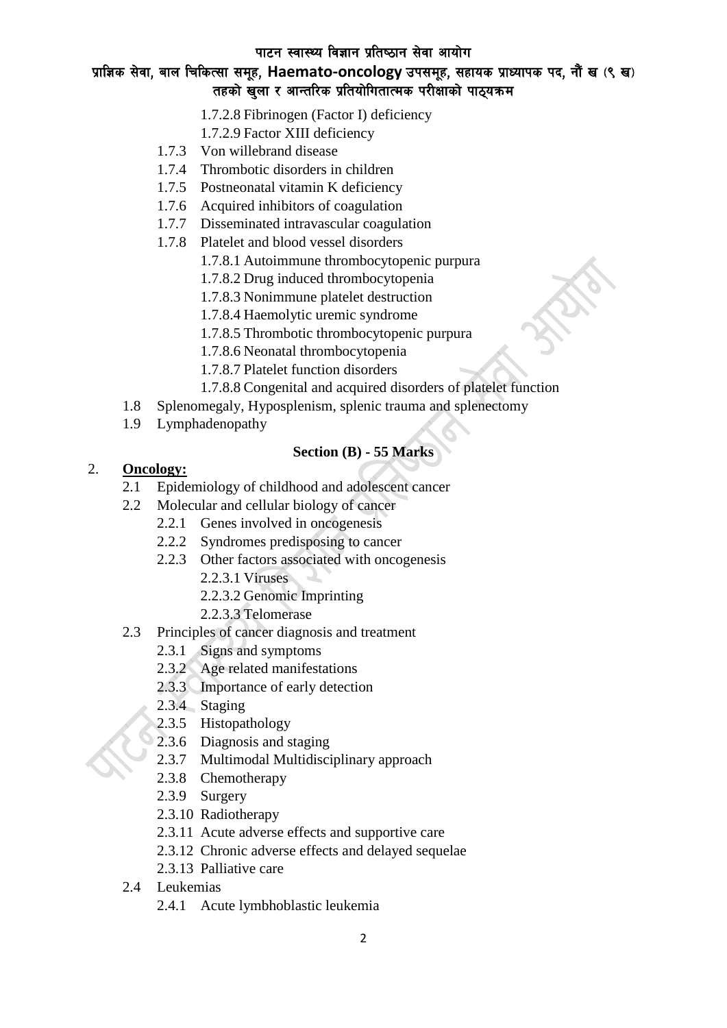- 1.7.2.8 Fibrinogen (Factor I) deficiency
- 1.7.2.9 Factor XIII deficiency
- 1.7.3 Von willebrand disease
- 1.7.4 Thrombotic disorders in children
- 1.7.5 Postneonatal vitamin K deficiency
- 1.7.6 Acquired inhibitors of coagulation
- 1.7.7 Disseminated intravascular coagulation
- 1.7.8 Platelet and blood vessel disorders
  - 1.7.8.1 Autoimmune thrombocytopenic purpura
  - 1.7.8.2 Drug induced thrombocytopenia
  - 1.7.8.3 Nonimmune platelet destruction
  - 1.7.8.4 Haemolytic uremic syndrome
  - 1.7.8.5 Thrombotic thrombocytopenic purpura
  - 1.7.8.6 Neonatal thrombocytopenia
  - 1.7.8.7 Platelet function disorders
  - 1.7.8.8 Congenital and acquired disorders of platelet function
- 1.8 Splenomegaly, Hyposplenism, splenic trauma and splenectomy
- 1.9 Lymphadenopathy

**Section (B) - 55 Marks**

2. **Oncology:**
   - 2.1 Epidemiology of childhood and adolescent cancer
   - 2.2 Molecular and cellular biology of cancer
     - 2.2.1 Genes involved in oncogenesis
     - 2.2.2 Syndromes predisposing to cancer
     - 2.2.3 Other factors associated with oncogenesis
       - 2.2.3.1 Viruses
       - 2.2.3.2 Genomic Imprinting
       - 2.2.3.3 Telomerase
   - 2.3 Principles of cancer diagnosis and treatment
     - 2.3.1 Signs and symptoms
     - 2.3.2 Age related manifestations
     - 2.3.3 Importance of early detection
     - 2.3.4 Staging
     - 2.3.5 Histopathology
     - 2.3.6 Diagnosis and staging
     - 2.3.7 Multimodal Multidisciplinary approach
     - 2.3.8 Chemotherapy
     - 2.3.9 Surgery
     - 2.3.10 Radiotherapy
     - 2.3.11 Acute adverse effects and supportive care
     - 2.3.12 Chronic adverse effects and delayed sequelae
     - 2.3.13 Palliative care
   - 2.4 Leukemias
     - 2.4.1 Acute lymbhoblastic leukemia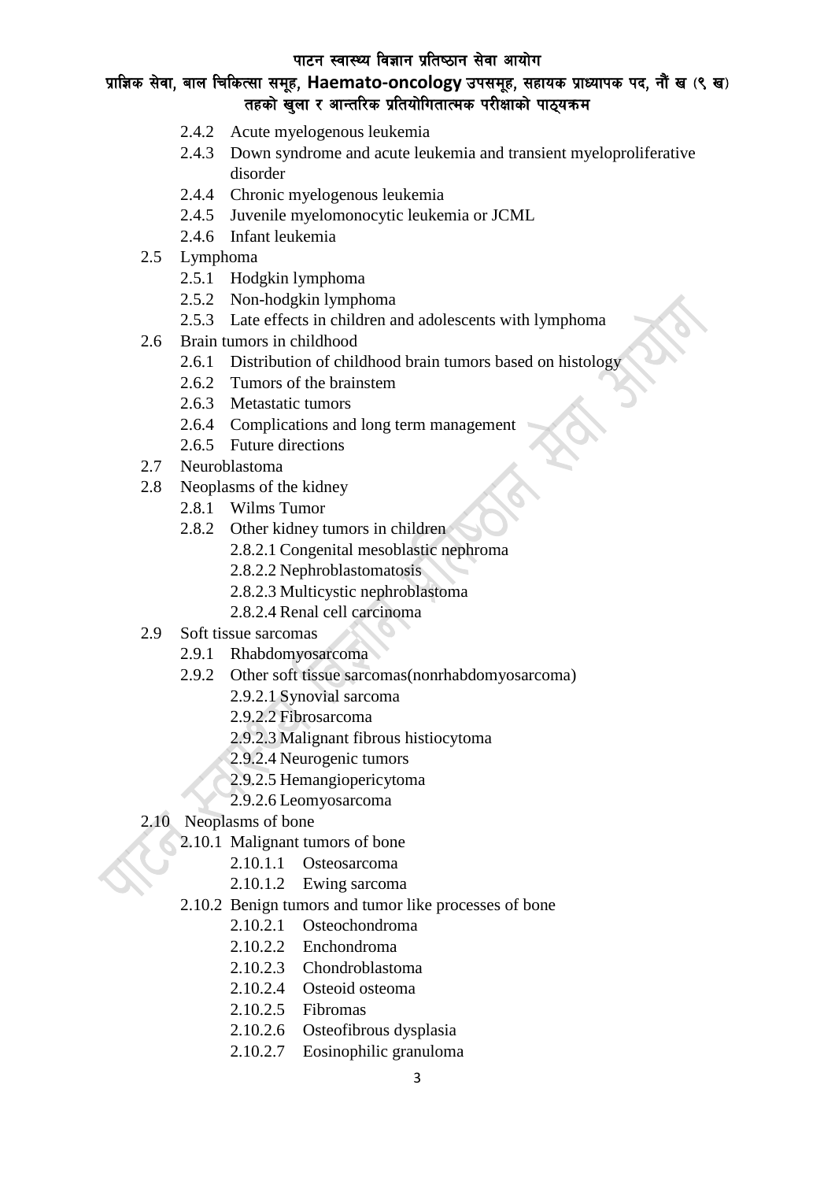- 2.4.2 Acute myelogenous leukemia
- 2.4.3 Down syndrome and acute leukemia and transient myeloproliferative disorder
- 2.4.4 Chronic myelogenous leukemia
- 2.4.5 Juvenile myelomonocytic leukemia or JCML
- 2.4.6 Infant leukemia

- 2.5 Lymphoma
  - 2.5.1 Hodgkin lymphoma
  - 2.5.2 Non-hodgkin lymphoma
  - 2.5.3 Late effects in children and adolescents with lymphoma
- 2.6 Brain tumors in childhood
  - 2.6.1 Distribution of childhood brain tumors based on histology
  - 2.6.2 Tumors of the brainstem
  - 2.6.3 Metastatic tumors
  - 2.6.4 Complications and long term management
  - 2.6.5 Future directions
- 2.7 Neuroblastoma
- 2.8 Neoplasms of the kidney
  - 2.8.1 Wilms Tumor
  - 2.8.2 Other kidney tumors in children
    - 2.8.2.1 Congenital mesoblastic nephroma
    - 2.8.2.2 Nephroblastomatosis
    - 2.8.2.3 Multicystic nephroblastoma
    - 2.8.2.4 Renal cell carcinoma
- 2.9 Soft tissue sarcomas
  - 2.9.1 Rhabdomyosarcoma
  - 2.9.2 Other soft tissue sarcomas(nonrhabdomyosarcoma)
    - 2.9.2.1 Synovial sarcoma
    - 2.9.2.2 Fibrosarcoma
    - 2.9.2.3 Malignant fibrous histiocytoma
    - 2.9.2.4 Neurogenic tumors
    - 2.9.2.5 Hemangiopericytoma
    - 2.9.2.6 Leomyosarcoma
- 2.10 Neoplasms of bone
  - 2.10.1 Malignant tumors of bone
    - 2.10.1.1 Osteosarcoma
    - 2.10.1.2 Ewing sarcoma
  - 2.10.2 Benign tumors and tumor like processes of bone
    - 2.10.2.1 Osteochondroma
    - 2.10.2.2 Enchondroma
    - 2.10.2.3 Chondroblastoma
    - 2.10.2.4 Osteoid osteoma
    - 2.10.2.5 Fibromas
    - 2.10.2.6 Osteofibrous dysplasia
    - 2.10.2.7 Eosinophilic granuloma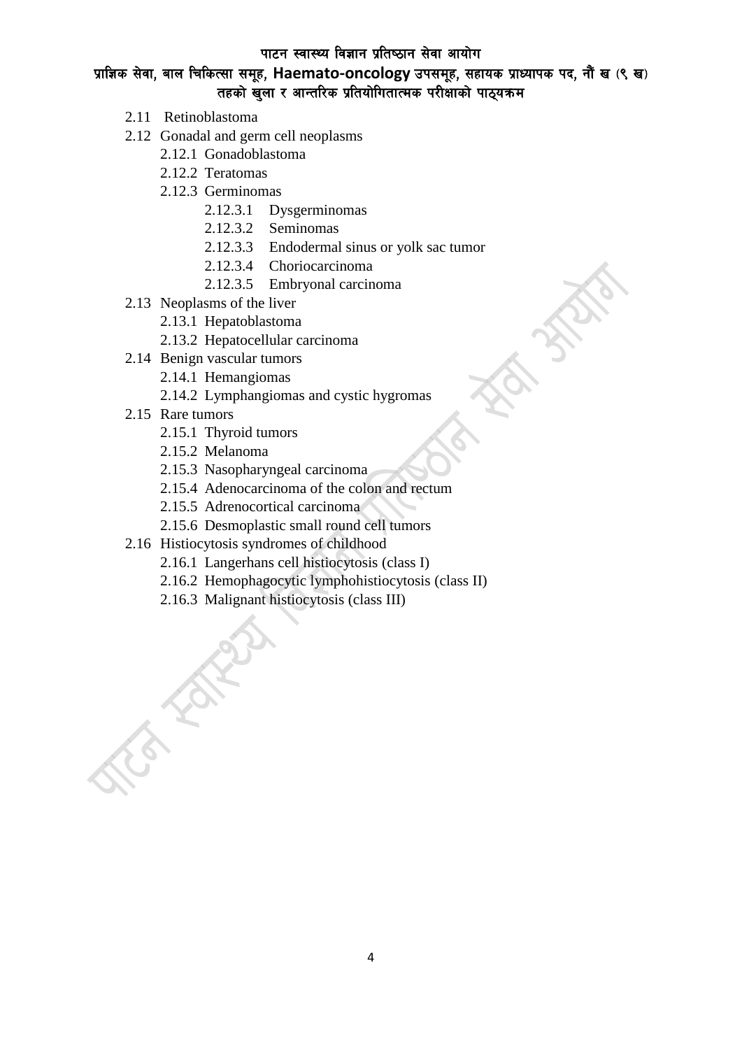2.11 Retinoblastoma

2.12 Gonadal and germ cell neoplasms

- 2.12.1 Gonadoblastoma
- 2.12.2 Teratomas
- 2.12.3 Germinomas
  - 2.12.3.1 Dysgerminomas
  - 2.12.3.2 Seminomas
  - 2.12.3.3 Endodermal sinus or yolk sac tumor
  - 2.12.3.4 Choriocarcinoma
  - 2.12.3.5 Embryonal carcinoma

2.13 Neoplasms of the liver

- 2.13.1 Hepatoblastoma
- 2.13.2 Hepatocellular carcinoma

2.14 Benign vascular tumors

- 2.14.1 Hemangiomas
- 2.14.2 Lymphangiomas and cystic hygromas

2.15 Rare tumors

- 2.15.1 Thyroid tumors
- 2.15.2 Melanoma
- 2.15.3 Nasopharyngeal carcinoma
- 2.15.4 Adenocarcinoma of the colon and rectum
- 2.15.5 Adrenocortical carcinoma
- 2.15.6 Desmoplastic small round cell tumors

2.16 Histiocytosis syndromes of childhood

- 2.16.1 Langerhans cell histiocytosis (class I)
- 2.16.2 Hemophagocytic lymphohistiocytosis (class II)
- 2.16.3 Malignant histiocytosis (class III)